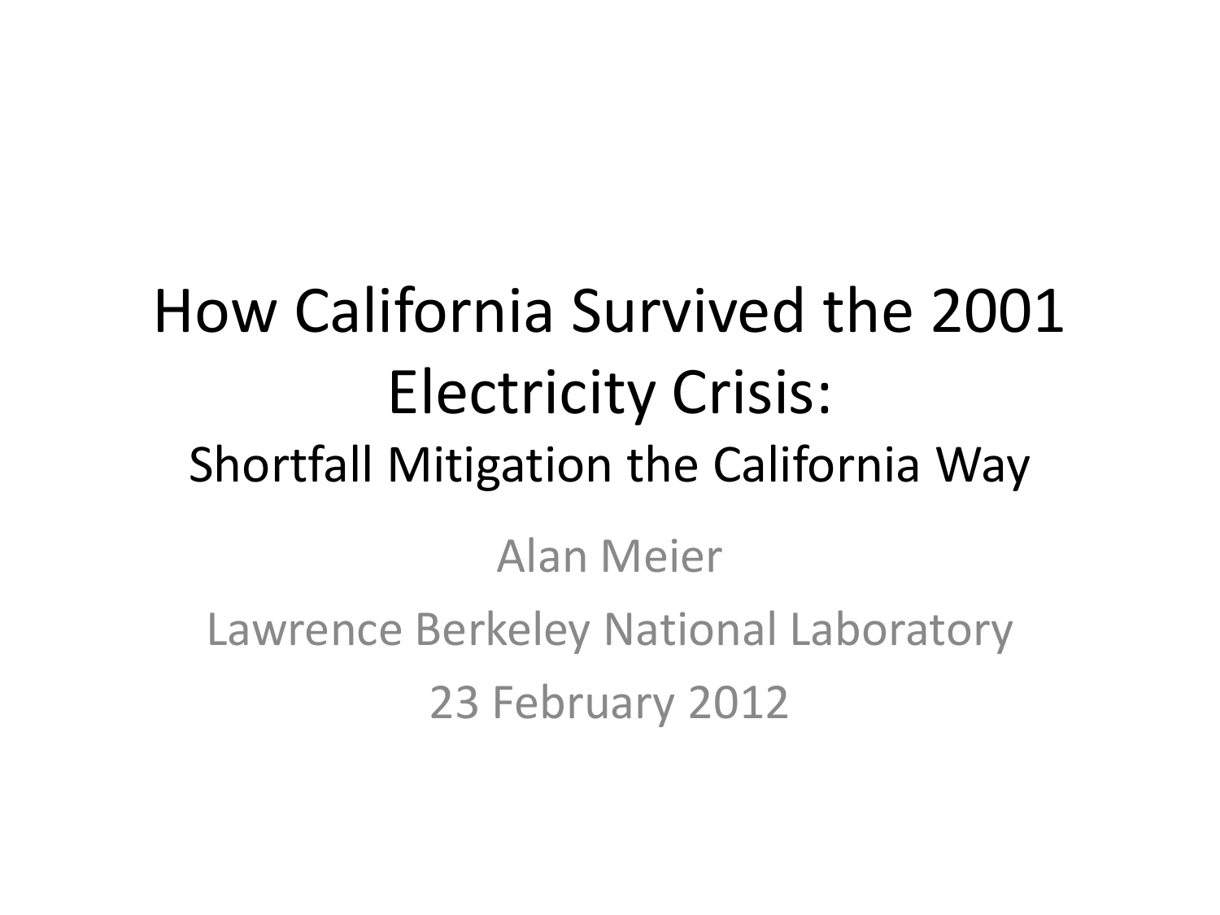# How California Survived the 2001 Electricity Crisis:

## Shortfall Mitigation the California Way

Alan Meier

Lawrence Berkeley National Laboratory

23 February 2012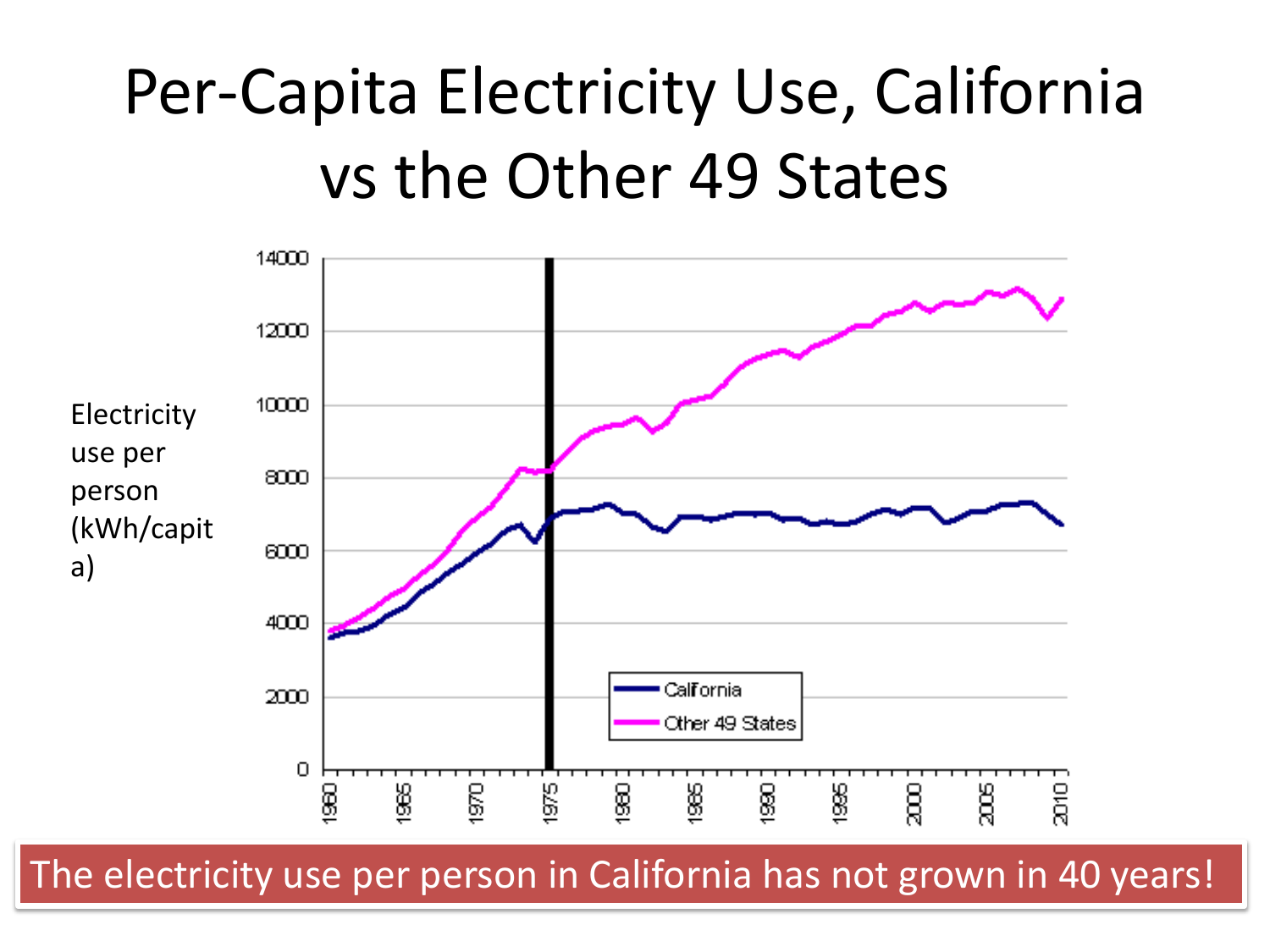# Per-Capita Electricity Use, California vs the Other 49 States

Electricity use per person (kWh/capita)

The electricity use per person in California has not grown in 40 years!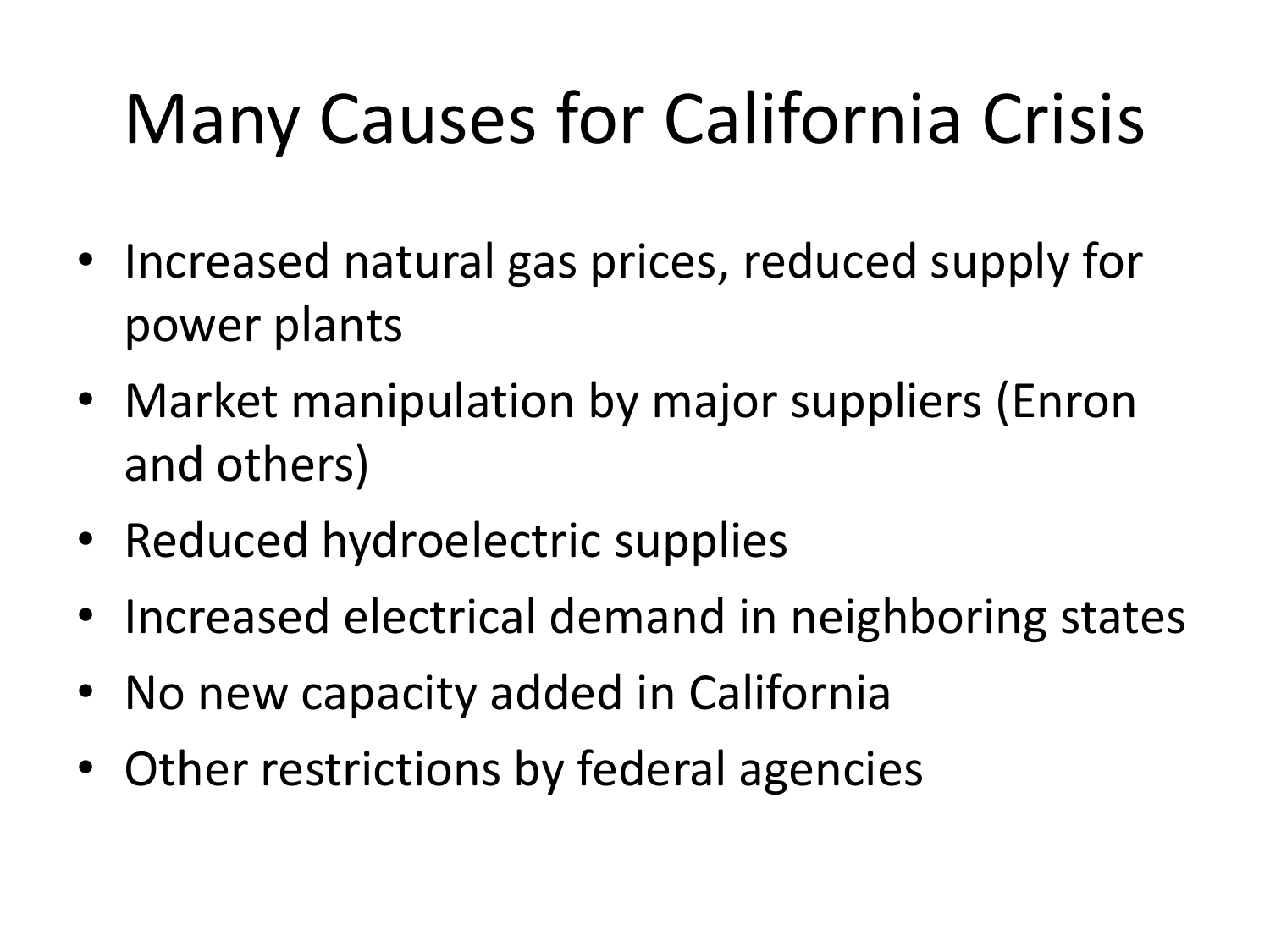# Many Causes for California Crisis

- Increased natural gas prices, reduced supply for power plants
- Market manipulation by major suppliers (Enron and others)
- Reduced hydroelectric supplies
- Increased electrical demand in neighboring states
- No new capacity added in California
- Other restrictions by federal agencies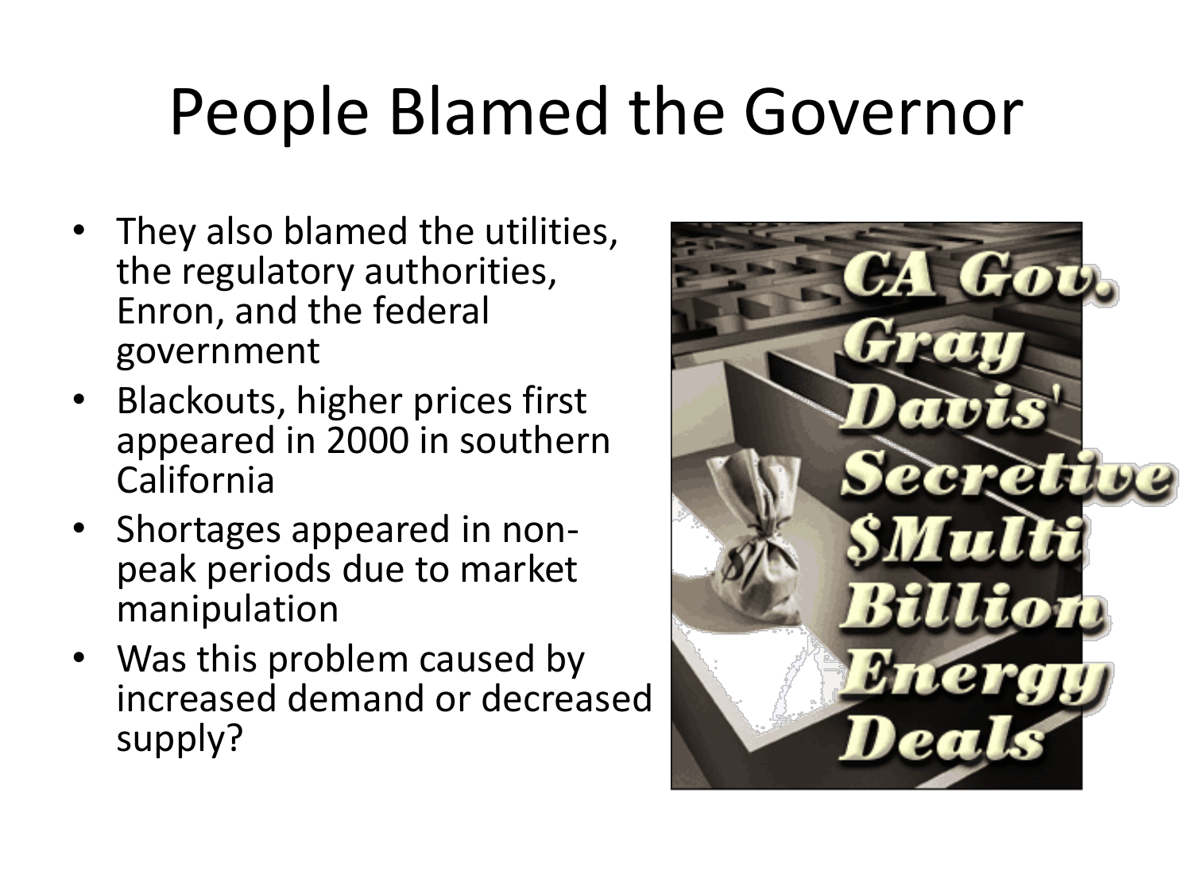# People Blamed the Governor

- They also blamed the utilities, the regulatory authorities, Enron, and the federal government
- Blackouts, higher prices first appeared in 2000 in southern California
- Shortages appeared in non-peak periods due to market manipulation
- Was this problem caused by increased demand or decreased supply?

CA Gov. Gray Davis' Secretive $Multi Billion Energy Deals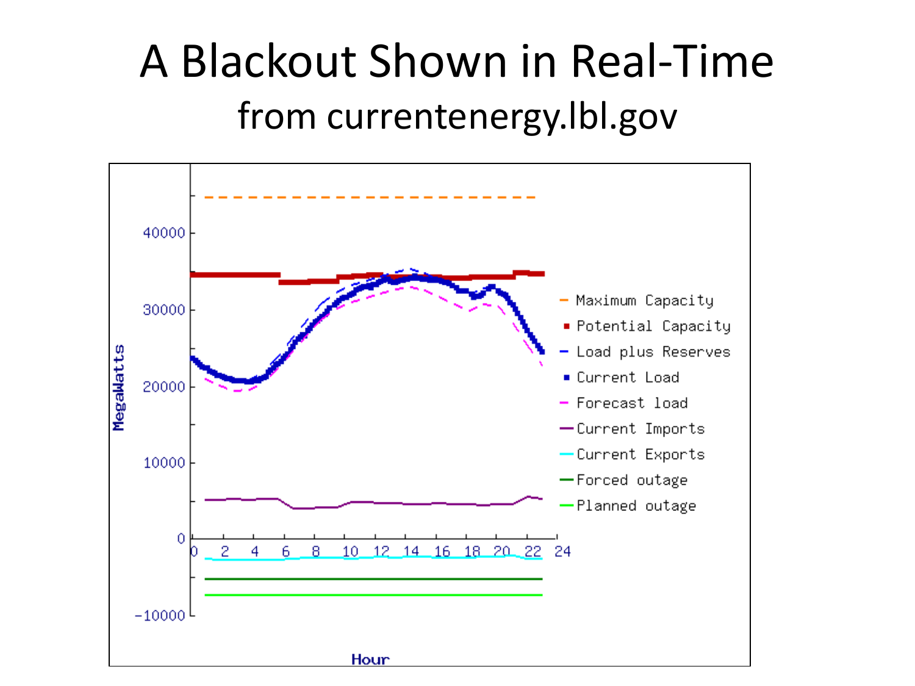# A Blackout Shown in Real-Time

## from currentenergy.lbl.gov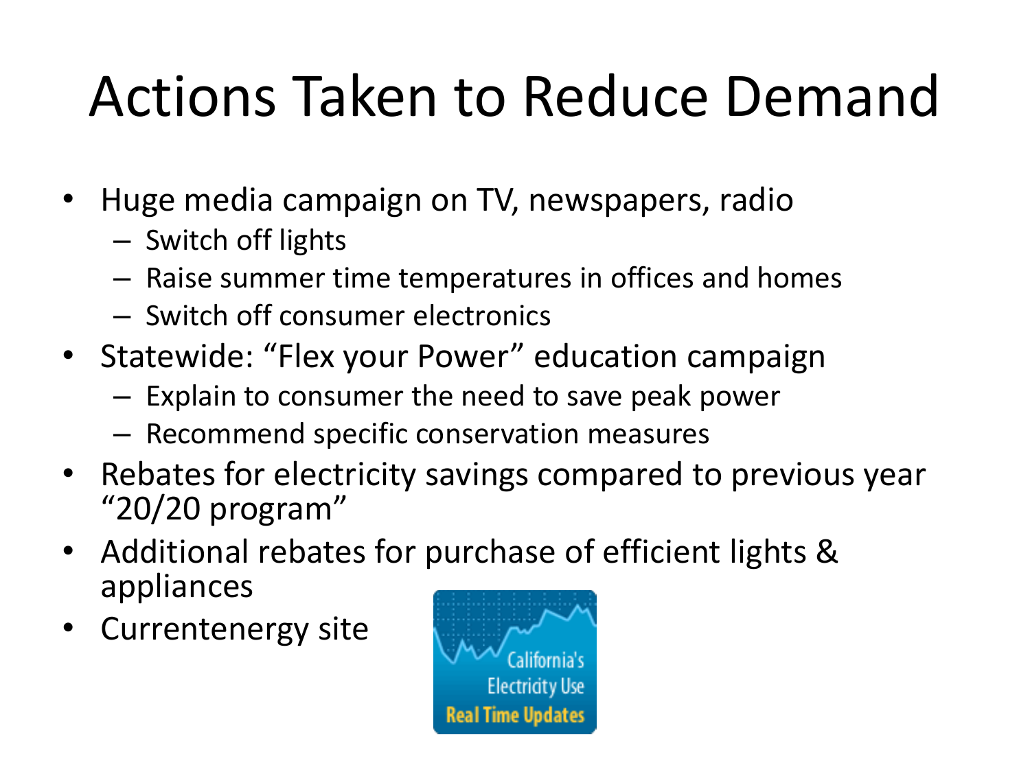# Actions Taken to Reduce Demand

- Huge media campaign on TV, newspapers, radio
  - Switch off lights
  - Raise summer time temperatures in offices and homes
  - Switch off consumer electronics
- Statewide: "Flex your Power" education campaign
  - Explain to consumer the need to save peak power
  - Recommend specific conservation measures
- Rebates for electricity savings compared to previous year "20/20 program"
- Additional rebates for purchase of efficient lights & appliances
- Currentenergy site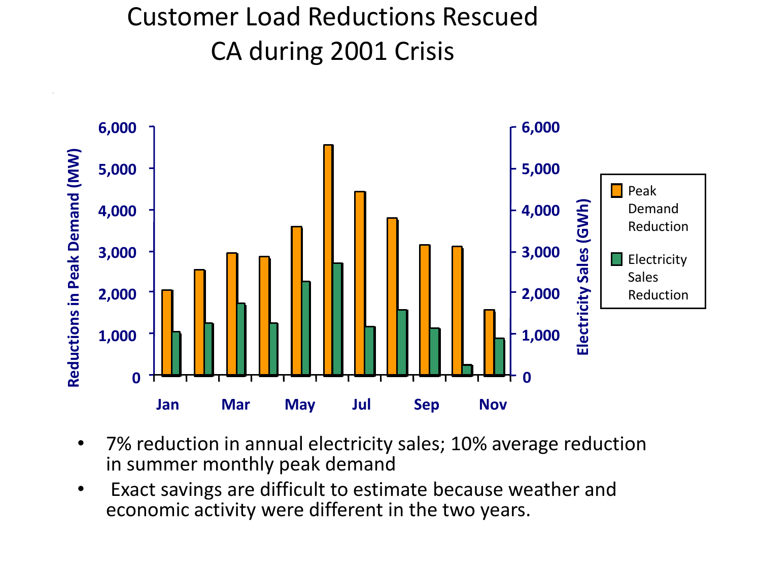# Customer Load Reductions Rescued CA during 2001 Crisis

- 7% reduction in annual electricity sales; 10% average reduction in summer monthly peak demand
- Exact savings are difficult to estimate because weather and economic activity were different in the two years.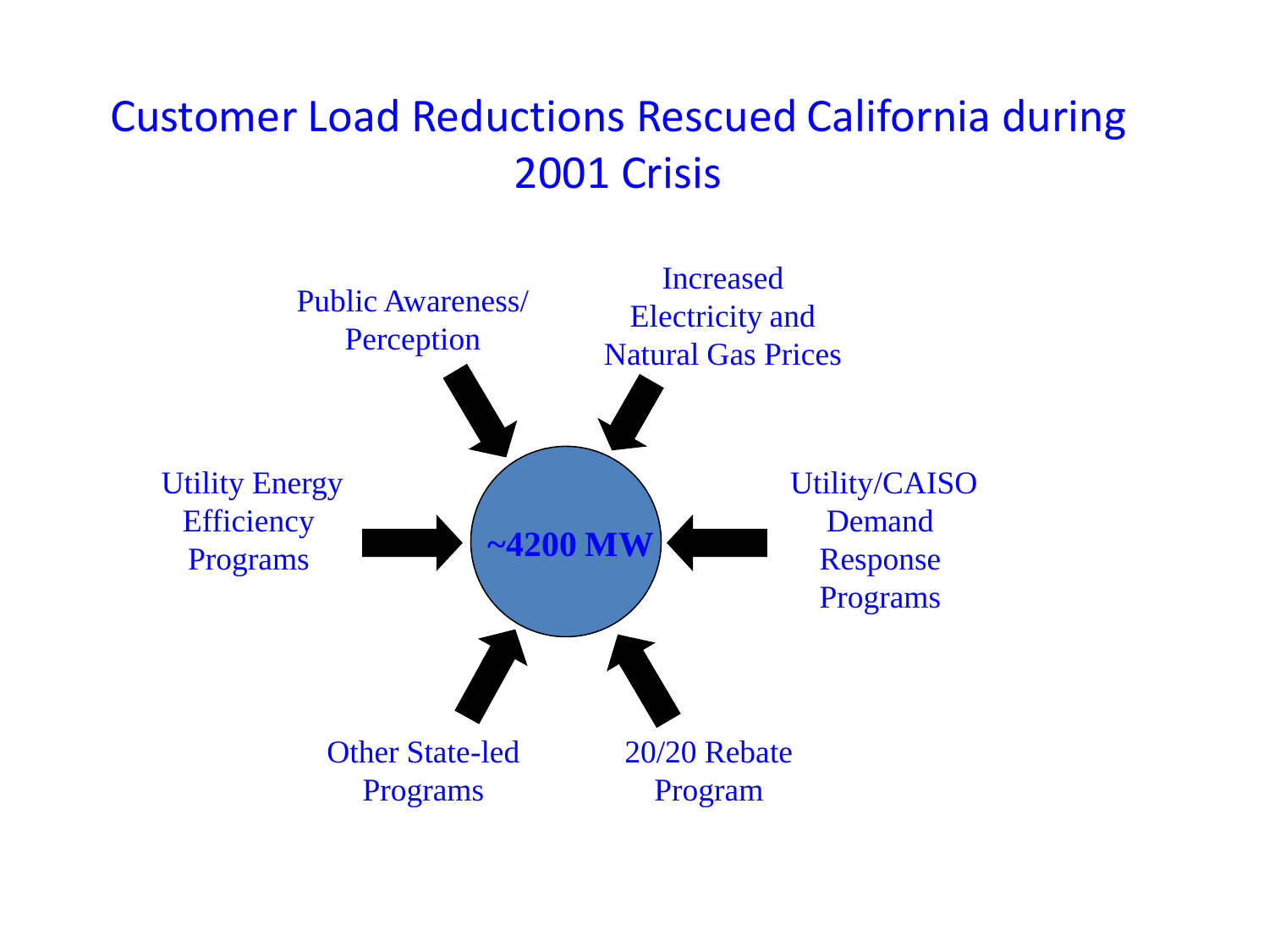# Customer Load Reductions Rescued California during 2001 Crisis

Public Awareness/ Perception

Increased Electricity and Natural Gas Prices

Utility Energy Efficiency Programs

**~4200 MW**

Utility/CAISO Demand Response Programs

Other State-led Programs

20/20 Rebate Program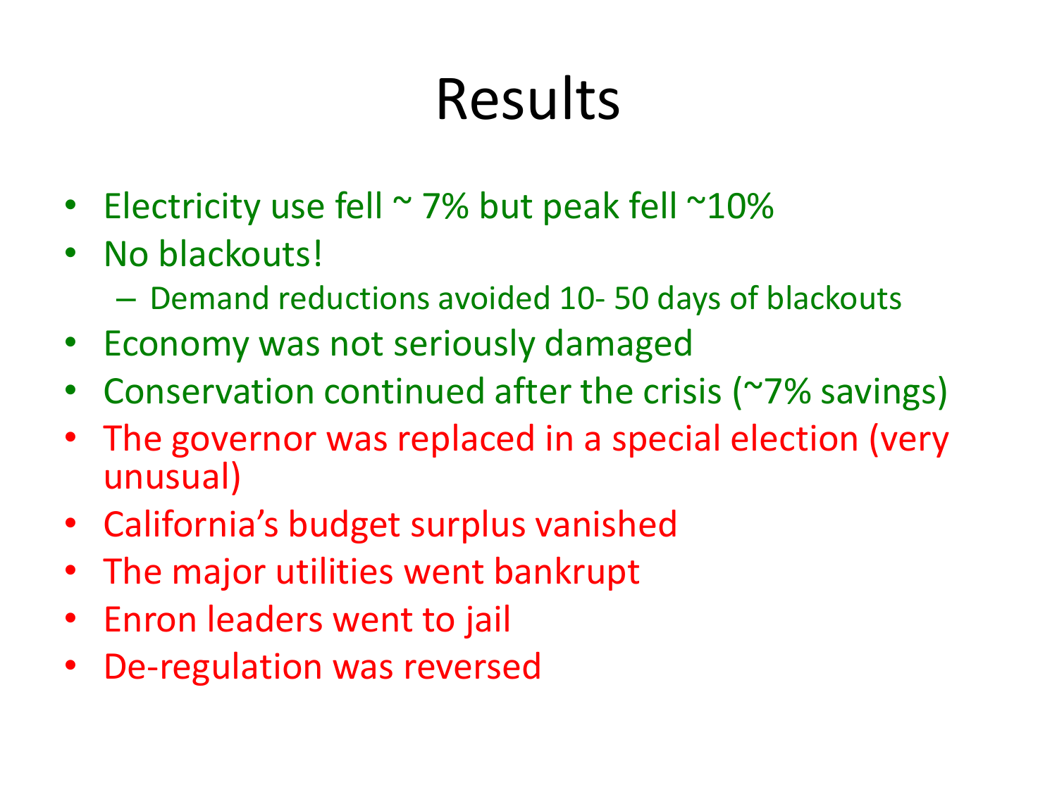# Results

- Electricity use fell ~ 7% but peak fell ~10%
- No blackouts!
  - Demand reductions avoided 10- 50 days of blackouts
- Economy was not seriously damaged
- Conservation continued after the crisis (~7% savings)
- The governor was replaced in a special election (very unusual)
- California's budget surplus vanished
- The major utilities went bankrupt
- Enron leaders went to jail
- De-regulation was reversed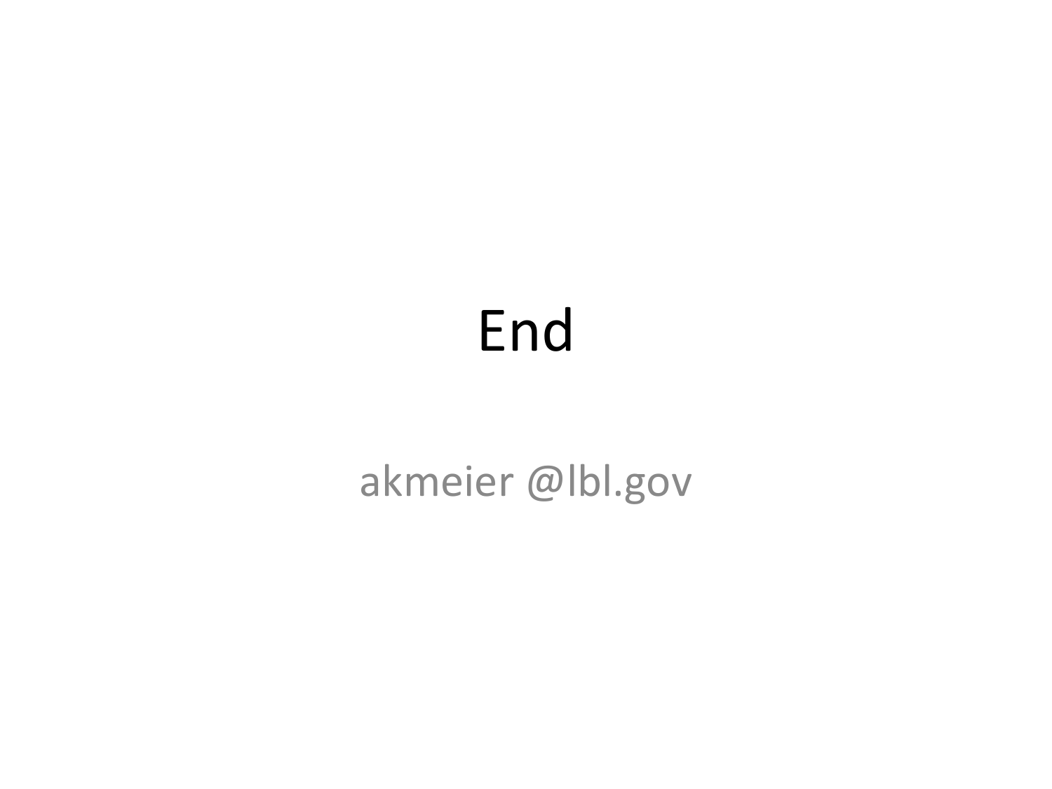# End

akmeier @lbl.gov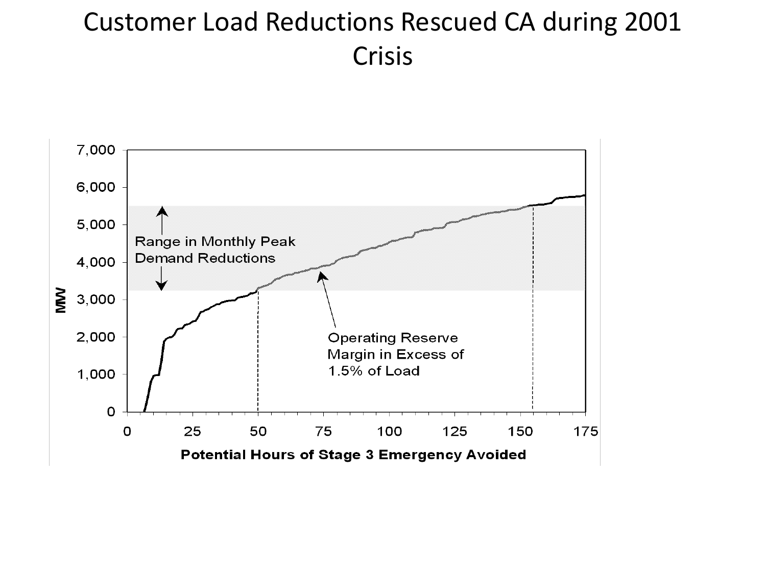# Customer Load Reductions Rescued CA during 2001 Crisis

7,000
6,000
5,000
4,000
3,000
2,000
1,000
0

MW

0
25
50
75
100
125
150
175

Potential Hours of Stage 3 Emergency Avoided

Range in Monthly Peak Demand Reductions

Operating Reserve Margin in Excess of 1.5% of Load